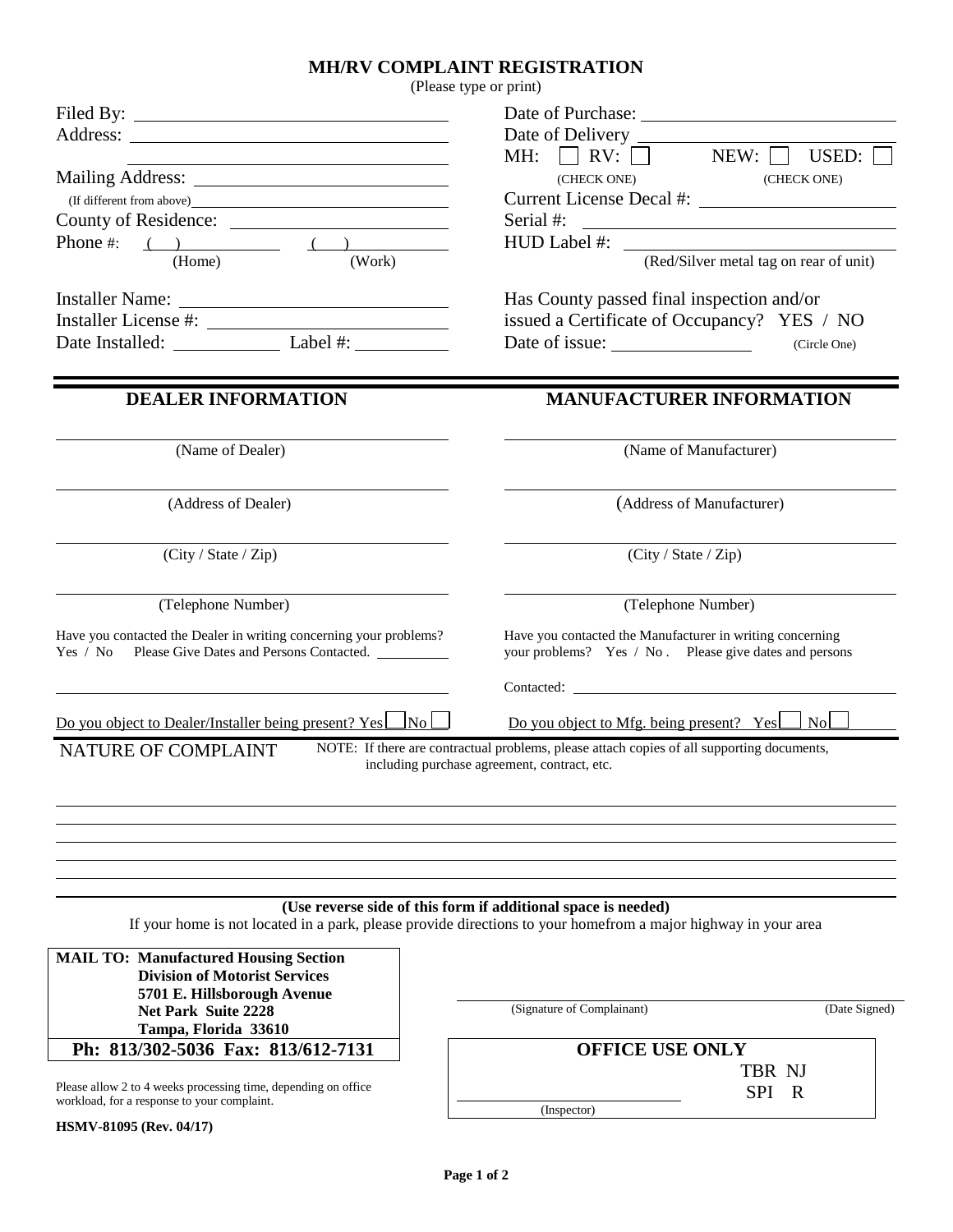# MH/RV COMPLAINT REGISTRATION

(Please type or print)

Filed By: ______________________

Address: ______________________

______________________

Mailing Address: ______________________

(If different from above) ______________________

County of Residence: ______________________

Phone #: ( ) __________ ( ) __________
(Home) (Work)

Installer Name: ______________________

Installer License #: ______________________

Date Installed: __________ Label #: __________

Date of Purchase: ______________________

Date of Delivery ______________________

MH: ☐ RV: ☐ (CHECK ONE) NEW: ☐ USED: ☐ (CHECK ONE)

Current License Decal #: ______________________

Serial #: ______________________

HUD Label #: ______________________
(Red/Silver metal tag on rear of unit)

Has County passed final inspection and/or issued a Certificate of Occupancy? YES / NO (Circle One)

Date of issue: ______________

## DEALER INFORMATION

______________________
(Name of Dealer)

______________________
(Address of Dealer)

______________________
(City / State / Zip)

______________________
(Telephone Number)

Have you contacted the Dealer in writing concerning your problems? Yes / No Please Give Dates and Persons Contacted. __________

______________________

Do you object to Dealer/Installer being present? Yes ☐ No ☐

## MANUFACTURER INFORMATION

______________________
(Name of Manufacturer)

______________________
(Address of Manufacturer)

______________________
(City / State / Zip)

______________________
(Telephone Number)

Have you contacted the Manufacturer in writing concerning your problems? Yes / No . Please give dates and persons

Contacted: ______________________

Do you object to Mfg. being present? Yes ☐ No ☐

## NATURE OF COMPLAINT

NOTE: If there are contractual problems, please attach copies of all supporting documents, including purchase agreement, contract, etc.

______________________

______________________

______________________

______________________

______________________

**(Use reverse side of this form if additional space is needed)**

If your home is not located in a park, please provide directions to your homefrom a major highway in your area

**MAIL TO: Manufactured Housing Section**
**Division of Motorist Services**
**5701 E. Hillsborough Avenue**
**Net Park Suite 2228**
**Tampa, Florida 33610**

**Ph: 813/302-5036 Fax: 813/612-7131**

Please allow 2 to 4 weeks processing time, depending on office workload, for a response to your complaint.

______________________
(Signature of Complainant) (Date Signed)

**OFFICE USE ONLY**

TBR NJ
SPI R

______________________
(Inspector)

**HSMV-81095 (Rev. 04/17)**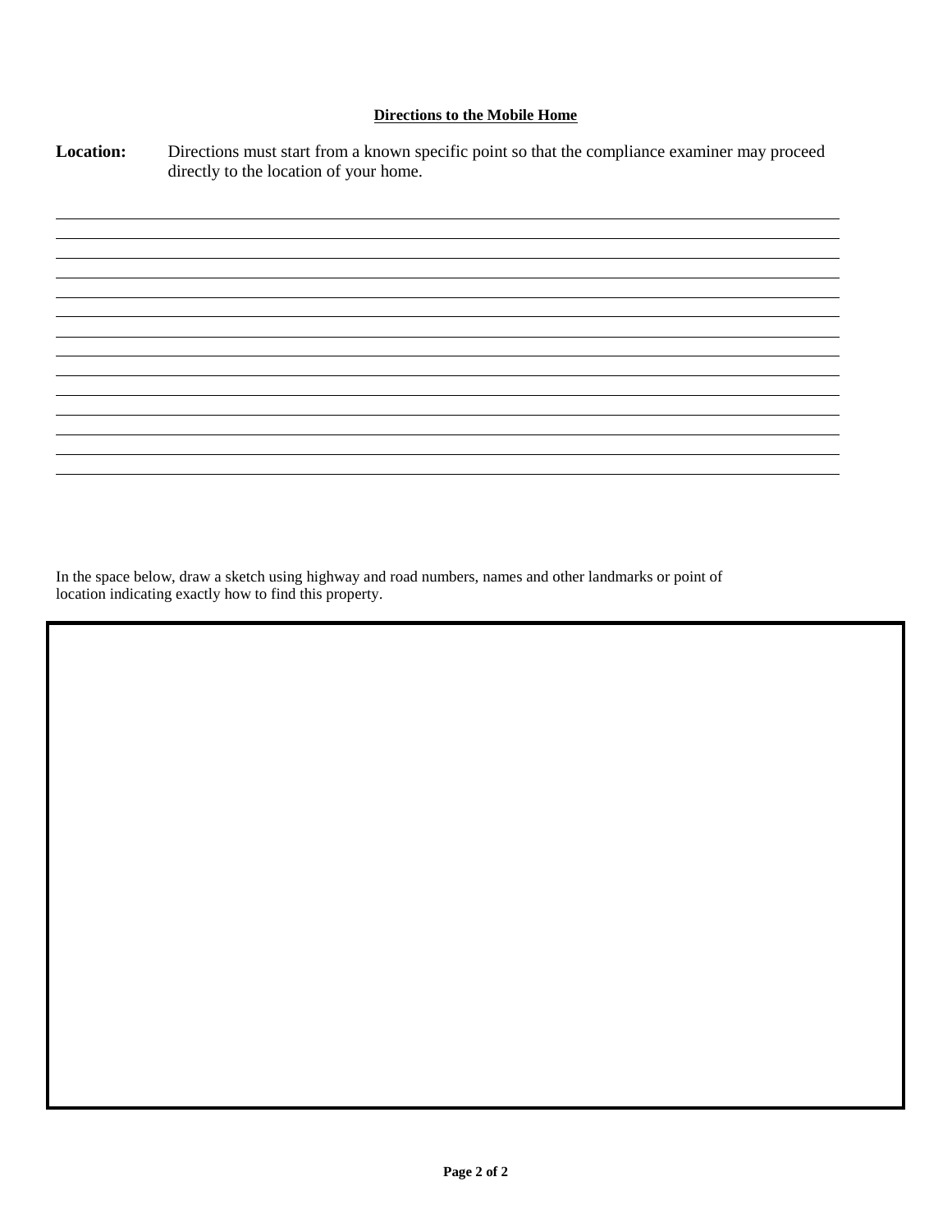**Directions to the Mobile Home**

**Location:** Directions must start from a known specific point so that the compliance examiner may proceed directly to the location of your home.

In the space below, draw a sketch using highway and road numbers, names and other landmarks or point of location indicating exactly how to find this property.